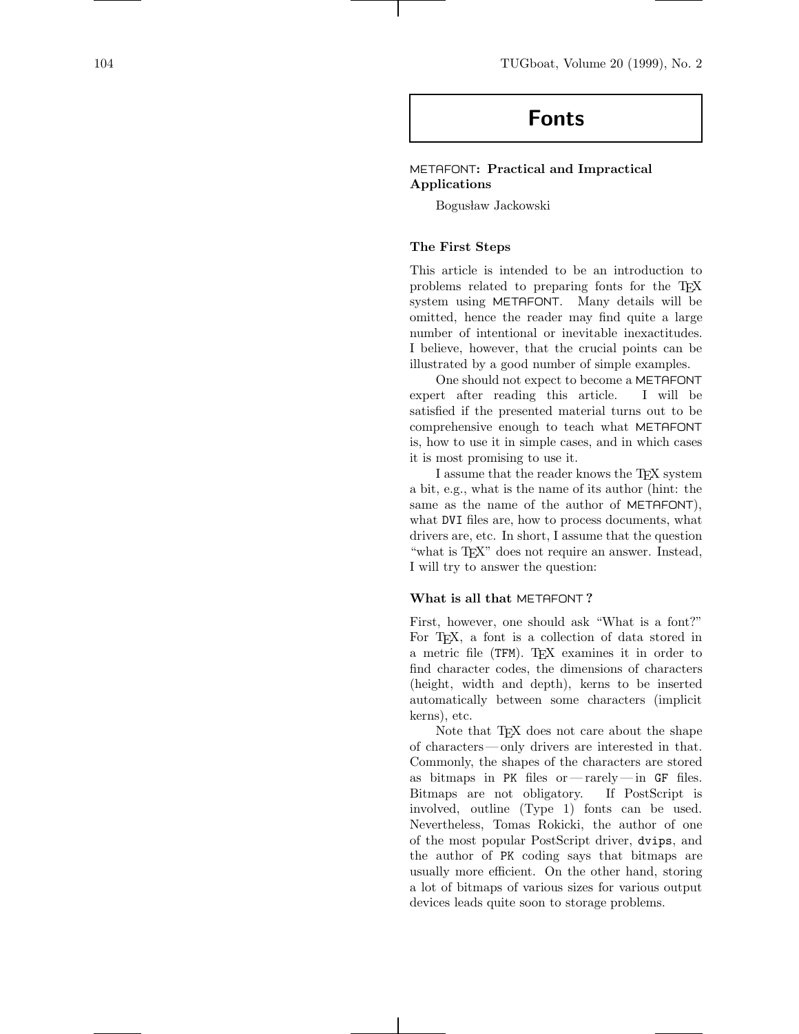# Fonts

## METAFONT: Practical and Impractical Applications

Bogusław Jackowski

### The First Steps

This article is intended to be an introduction to problems related to preparing fonts for the TEX system using METAFONT. Many details will be omitted, hence the reader may find quite a large number of intentional or inevitable inexactitudes. I believe, however, that the crucial points can be illustrated by a good number of simple examples.

One should not expect to become a METAFONT expert after reading this article. I will be satisfied if the presented material turns out to be comprehensive enough to teach what METAFONT is, how to use it in simple cases, and in which cases it is most promising to use it.

I assume that the reader knows the TEX system a bit, e.g., what is the name of its author (hint: the same as the name of the author of METAFONT), what DVI files are, how to process documents, what drivers are, etc. In short, I assume that the question "what is TEX" does not require an answer. Instead, I will try to answer the question:

### What is all that METAFONT?

First, however, one should ask "What is a font?" For TEX, a font is a collection of data stored in a metric file (TFM). TEX examines it in order to find character codes, the dimensions of characters (height, width and depth), kerns to be inserted automatically between some characters (implicit kerns), etc.

Note that TEX does not care about the shape of characters — only drivers are interested in that. Commonly, the shapes of the characters are stored as bitmaps in PK files or — rarely — in GF files. Bitmaps are not obligatory. If PostScript is involved, outline (Type 1) fonts can be used. Nevertheless, Tomas Rokicki, the author of one of the most popular PostScript driver, dvips, and the author of PK coding says that bitmaps are usually more efficient. On the other hand, storing a lot of bitmaps of various sizes for various output devices leads quite soon to storage problems.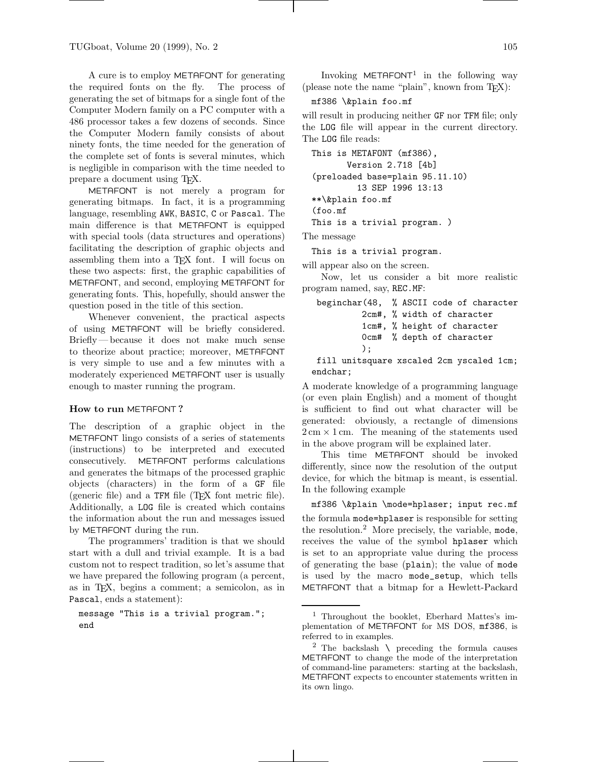A cure is to employ METAFONT for generating the required fonts on the fly. The process of generating the set of bitmaps for a single font of the Computer Modern family on a PC computer with a 486 processor takes a few dozens of seconds. Since the Computer Modern family consists of about ninety fonts, the time needed for the generation of the complete set of fonts is several minutes, which is negligible in comparison with the time needed to prepare a document using TEX.

METAFONT is not merely a program for generating bitmaps. In fact, it is a programming language, resembling AWK, BASIC, C or Pascal. The main difference is that METAFONT is equipped with special tools (data structures and operations) facilitating the description of graphic objects and assembling them into a TEX font. I will focus on these two aspects: first, the graphic capabilities of METAFONT, and second, employing METAFONT for generating fonts. This, hopefully, should answer the question posed in the title of this section.

Whenever convenient, the practical aspects of using METAFONT will be briefly considered. Briefly — because it does not make much sense to theorize about practice; moreover, METAFONT is very simple to use and a few minutes with a moderately experienced METAFONT user is usually enough to master running the program.

### How to run METAFONT ?

The description of a graphic object in the METAFONT lingo consists of a series of statements (instructions) to be interpreted and executed consecutively. METAFONT performs calculations and generates the bitmaps of the processed graphic objects (characters) in the form of a GF file (generic file) and a TFM file (TEX font metric file). Additionally, a LOG file is created which contains the information about the run and messages issued by METAFONT during the run.

The programmers' tradition is that we should start with a dull and trivial example. It is a bad custom not to respect tradition, so let's assume that we have prepared the following program (a percent, as in TEX, begins a comment; a semicolon, as in Pascal, ends a statement):

```
message "This is a trivial program.";
end
```

Invoking METAFONT[1] in the following way (please note the name "plain", known from TEX):

```
mf386 \&plain foo.mf
```

will result in producing neither GF nor TFM file; only the LOG file will appear in the current directory. The LOG file reads:

```
This is METAFONT (mf386),
       Version 2.718 [4b]
(preloaded base=plain 95.11.10)
         13 SEP 1996 13:13
**\&plain foo.mf
(foo.mf
This is a trivial program. )
```

The message

```
This is a trivial program.
```

will appear also on the screen.

Now, let us consider a bit more realistic program named, say, REC.MF:

```
 beginchar(48,  % ASCII code of character
          2cm#, % width of character
          1cm#, % height of character
          0cm#  % depth of character
          );
 fill unitsquare xscaled 2cm yscaled 1cm;
endchar;
```

A moderate knowledge of a programming language (or even plain English) and a moment of thought is sufficient to find out what character will be generated: obviously, a rectangle of dimensions $2\,\mathrm{cm} \times 1\,\mathrm{cm}$. The meaning of the statements used in the above program will be explained later.

This time METAFONT should be invoked differently, since now the resolution of the output device, for which the bitmap is meant, is essential. In the following example

```
mf386 \&plain \mode=hplaser; input rec.mf
```

the formula mode=hplaser is responsible for setting the resolution.[2] More precisely, the variable, mode, receives the value of the symbol hplaser which is set to an appropriate value during the process of generating the base (plain); the value of mode is used by the macro mode_setup, which tells METAFONT that a bitmap for a Hewlett-Packard

---

[1] Throughout the booklet, Eberhard Mattes's implementation of METAFONT for MS DOS, mf386, is referred to in examples.

[2] The backslash \ preceding the formula causes METAFONT to change the mode of the interpretation of command-line parameters: starting at the backslash, METAFONT expects to encounter statements written in its own lingo.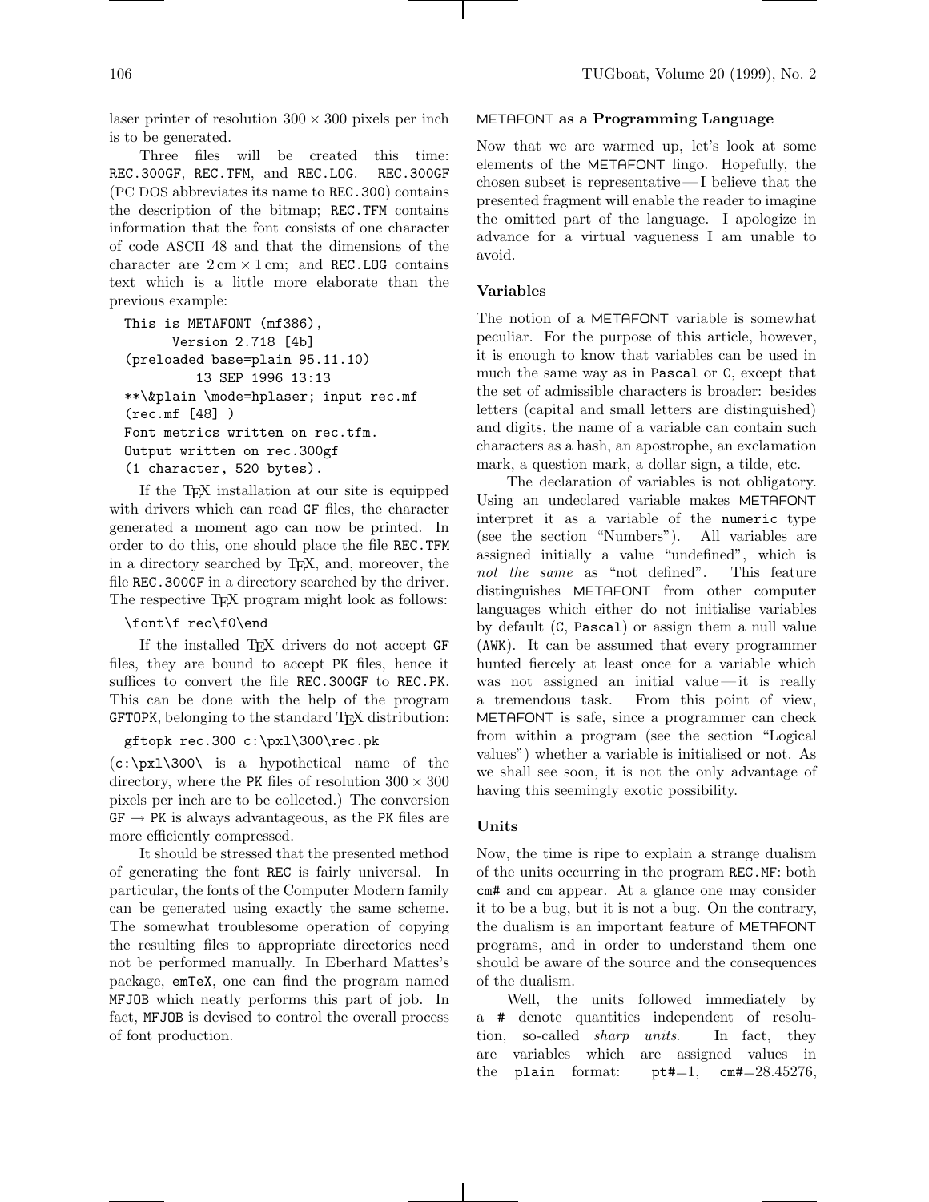laser printer of resolution $300 \times 300$ pixels per inch is to be generated.

Three files will be created this time: REC.300GF, REC.TFM, and REC.LOG. REC.300GF (PC DOS abbreviates its name to REC.300) contains the description of the bitmap; REC.TFM contains information that the font consists of one character of code ASCII 48 and that the dimensions of the character are $2\,\mathrm{cm} \times 1\,\mathrm{cm}$; and REC.LOG contains text which is a little more elaborate than the previous example:

```
This is METAFONT (mf386),
      Version 2.718 [4b]
(preloaded base=plain 95.11.10)
         13 SEP 1996 13:13
**\&plain \mode=hplaser; input rec.mf
(rec.mf [48] )
Font metrics written on rec.tfm.
Output written on rec.300gf
(1 character, 520 bytes).
```

If the TEX installation at our site is equipped with drivers which can read GF files, the character generated a moment ago can now be printed. In order to do this, one should place the file REC.TFM in a directory searched by TEX, and, moreover, the file REC.300GF in a directory searched by the driver. The respective TEX program might look as follows:

```
\font\f rec\f0\end
```

If the installed TEX drivers do not accept GF files, they are bound to accept PK files, hence it suffices to convert the file REC.300GF to REC.PK. This can be done with the help of the program GFTOPK, belonging to the standard TEX distribution:

```
gftopk rec.300 c:\pxl\300\rec.pk
```

(c:\pxl\300\ is a hypothetical name of the directory, where the PK files of resolution $300 \times 300$ pixels per inch are to be collected.) The conversion GF $\rightarrow$ PK is always advantageous, as the PK files are more efficiently compressed.

It should be stressed that the presented method of generating the font REC is fairly universal. In particular, the fonts of the Computer Modern family can be generated using exactly the same scheme. The somewhat troublesome operation of copying the resulting files to appropriate directories need not be performed manually. In Eberhard Mattes's package, emTeX, one can find the program named MFJOB which neatly performs this part of job. In fact, MFJOB is devised to control the overall process of font production.

## METAFONT as a Programming Language

Now that we are warmed up, let's look at some elements of the METAFONT lingo. Hopefully, the chosen subset is representative — I believe that the presented fragment will enable the reader to imagine the omitted part of the language. I apologize in advance for a virtual vagueness I am unable to avoid.

### Variables

The notion of a METAFONT variable is somewhat peculiar. For the purpose of this article, however, it is enough to know that variables can be used in much the same way as in Pascal or C, except that the set of admissible characters is broader: besides letters (capital and small letters are distinguished) and digits, the name of a variable can contain such characters as a hash, an apostrophe, an exclamation mark, a question mark, a dollar sign, a tilde, etc.

The declaration of variables is not obligatory. Using an undeclared variable makes METAFONT interpret it as a variable of the numeric type (see the section "Numbers"). All variables are assigned initially a value "undefined", which is *not the same* as "not defined". This feature distinguishes METAFONT from other computer languages which either do not initialise variables by default (C, Pascal) or assign them a null value (AWK). It can be assumed that every programmer hunted fiercely at least once for a variable which was not assigned an initial value — it is really a tremendous task. From this point of view, METAFONT is safe, since a programmer can check from within a program (see the section "Logical values") whether a variable is initialised or not. As we shall see soon, it is not the only advantage of having this seemingly exotic possibility.

### Units

Now, the time is ripe to explain a strange dualism of the units occurring in the program REC.MF: both cm# and cm appear. At a glance one may consider it to be a bug, but it is not a bug. On the contrary, the dualism is an important feature of METAFONT programs, and in order to understand them one should be aware of the source and the consequences of the dualism.

Well, the units followed immediately by a # denote quantities independent of resolution, so-called *sharp units*. In fact, they are variables which are assigned values in the plain format: pt#=1, cm#=28.45276,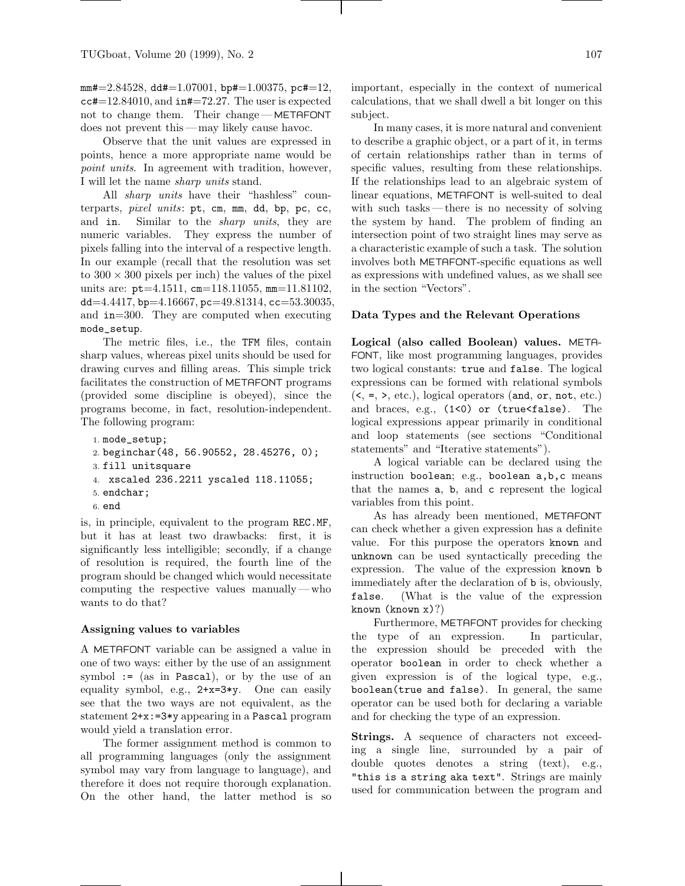`mm#`=2.84528, `dd#`=1.07001, `bp#`=1.00375, `pc#`=12, `cc#`=12.84010, and `in#`=72.27. The user is expected not to change them. Their change — METAFONT does not prevent this — may likely cause havoc.

Observe that the unit values are expressed in points, hence a more appropriate name would be *point units*. In agreement with tradition, however, I will let the name *sharp units* stand.

All *sharp units* have their "hashless" counterparts, *pixel units*: `pt`, `cm`, `mm`, `dd`, `bp`, `pc`, `cc`, and `in`. Similar to the *sharp units*, they are numeric variables. They express the number of pixels falling into the interval of a respective length. In our example (recall that the resolution was set to $300 \times 300$ pixels per inch) the values of the pixel units are: `pt`=4.1511, `cm`=118.11055, `mm`=11.81102, `dd`=4.4417, `bp`=4.16667, `pc`=49.81314, `cc`=53.30035, and `in`=300. They are computed when executing `mode_setup`.

The metric files, i.e., the TFM files, contain sharp values, whereas pixel units should be used for drawing curves and filling areas. This simple trick facilitates the construction of METAFONT programs (provided some discipline is obeyed), since the programs become, in fact, resolution-independent. The following program:

```
1. mode_setup;
2. beginchar(48, 56.90552, 28.45276, 0);
3. fill unitsquare
4.  xscaled 236.2211 yscaled 118.11055;
5. endchar;
6. end
```

is, in principle, equivalent to the program `REC.MF`, but it has at least two drawbacks: first, it is significantly less intelligible; secondly, if a change of resolution is required, the fourth line of the program should be changed which would necessitate computing the respective values manually — who wants to do that?

### Assigning values to variables

A METAFONT variable can be assigned a value in one of two ways: either by the use of an assignment symbol `:=` (as in Pascal), or by the use of an equality symbol, e.g., `2+x=3*y`. One can easily see that the two ways are not equivalent, as the statement `2+x:=3*y` appearing in a `Pascal` program would yield a translation error.

The former assignment method is common to all programming languages (only the assignment symbol may vary from language to language), and therefore it does not require thorough explanation. On the other hand, the latter method is so important, especially in the context of numerical calculations, that we shall dwell a bit longer on this subject.

In many cases, it is more natural and convenient to describe a graphic object, or a part of it, in terms of certain relationships rather than in terms of specific values, resulting from these relationships. If the relationships lead to an algebraic system of linear equations, METAFONT is well-suited to deal with such tasks — there is no necessity of solving the system by hand. The problem of finding an intersection point of two straight lines may serve as a characteristic example of such a task. The solution involves both METAFONT-specific equations as well as expressions with undefined values, as we shall see in the section "Vectors".

### Data Types and the Relevant Operations

**Logical (also called Boolean) values.** METAFONT, like most programming languages, provides two logical constants: `true` and `false`. The logical expressions can be formed with relational symbols (`<`, `=`, `>`, etc.), logical operators (`and`, `or`, `not`, etc.) and braces, e.g., `(1<0) or (true<false)`. The logical expressions appear primarily in conditional and loop statements (see sections "Conditional statements" and "Iterative statements").

A logical variable can be declared using the instruction `boolean`; e.g., `boolean a,b,c` means that the names `a`, `b`, and `c` represent the logical variables from this point.

As has already been mentioned, METAFONT can check whether a given expression has a definite value. For this purpose the operators `known` and `unknown` can be used syntactically preceding the expression. The value of the expression `known b` immediately after the declaration of `b` is, obviously, `false`. (What is the value of the expression `known (known x)`?)

Furthermore, METAFONT provides for checking the type of an expression. In particular, the expression should be preceded with the operator `boolean` in order to check whether a given expression is of the logical type, e.g., `boolean(true and false)`. In general, the same operator can be used both for declaring a variable and for checking the type of an expression.

**Strings.** A sequence of characters not exceeding a single line, surrounded by a pair of double quotes denotes a string (text), e.g., `"this is a string aka text"`. Strings are mainly used for communication between the program and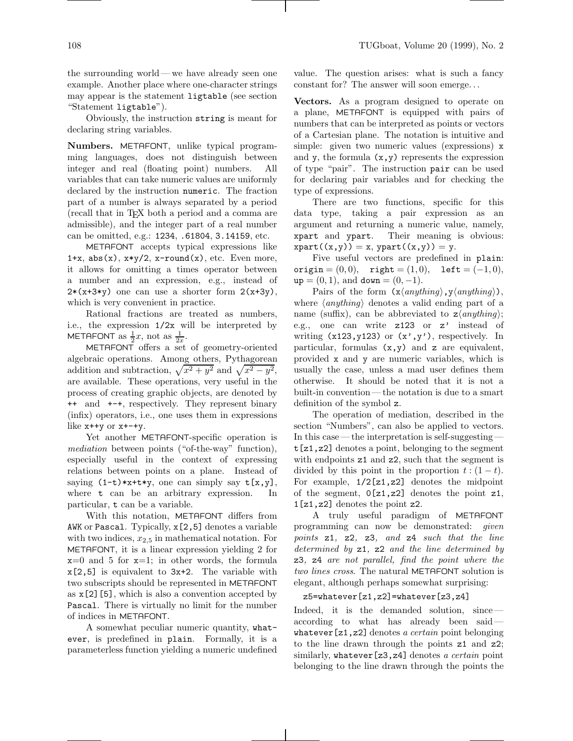the surrounding world — we have already seen one example. Another place where one-character strings may appear is the statement `ligtable` (see section "Statement `ligtable`").

Obviously, the instruction `string` is meant for declaring string variables.

**Numbers.** METAFONT, unlike typical programming languages, does not distinguish between integer and real (floating point) numbers. All variables that can take numeric values are uniformly declared by the instruction `numeric`. The fraction part of a number is always separated by a period (recall that in TeX both a period and a comma are admissible), and the integer part of a real number can be omitted, e.g.: `1234`, `.61804`, `3.14159`, etc.

METAFONT accepts typical expressions like `1+x`, `abs(x)`, `x*y/2`, `x-round(x)`, etc. Even more, it allows for omitting a times operator between a number and an expression, e.g., instead of `2*(x+3*y)` one can use a shorter form `2(x+3y)`, which is very convenient in practice.

Rational fractions are treated as numbers, i.e., the expression `1/2x` will be interpreted by METAFONT as $\frac{1}{2}x$, not as $\frac{1}{2x}$.

METAFONT offers a set of geometry-oriented algebraic operations. Among others, Pythagorean addition and subtraction, $\sqrt{x^2+y^2}$ and $\sqrt{x^2-y^2}$, are available. These operations, very useful in the process of creating graphic objects, are denoted by `++` and `+-+`, respectively. They represent binary (infix) operators, i.e., one uses them in expressions like `x++y` or `x+-+y`.

Yet another METAFONT-specific operation is *mediation* between points ("of-the-way" function), especially useful in the context of expressing relations between points on a plane. Instead of saying `(1-t)*x+t*y`, one can simply say `t[x,y]`, where `t` can be an arbitrary expression. In particular, `t` can be a variable.

With this notation, METAFONT differs from AWK or Pascal. Typically, `x[2,5]` denotes a variable with two indices, $x_{2,5}$ in mathematical notation. For METAFONT, it is a linear expression yielding 2 for x=0 and 5 for x=1; in other words, the formula `x[2,5]` is equivalent to `3x+2`. The variable with two subscripts should be represented in METAFONT as `x[2][5]`, which is also a convention accepted by Pascal. There is virtually no limit for the number of indices in METAFONT.

A somewhat peculiar numeric quantity, `whatever`, is predefined in `plain`. Formally, it is a parameterless function yielding a numeric undefined value. The question arises: what is such a fancy constant for? The answer will soon emerge...

**Vectors.** As a program designed to operate on a plane, METAFONT is equipped with pairs of numbers that can be interpreted as points or vectors of a Cartesian plane. The notation is intuitive and simple: given two numeric values (expressions) `x` and `y`, the formula `(x,y)` represents the expression of type "pair". The instruction `pair` can be used for declaring pair variables and for checking the type of expressions.

There are two functions, specific for this data type, taking a pair expression as an argument and returning a numeric value, namely, `xpart` and `ypart`. Their meaning is obvious: `xpart((x,y))` = `x`, `ypart((x,y))` = `y`.

Five useful vectors are predefined in `plain`: `origin` $= (0,0)$, `right` $= (1,0)$, `left` $= (-1,0)$, `up` $= (0,1)$, and `down` $= (0,-1)$.

Pairs of the form `(x`⟨*anything*⟩`,y`⟨*anything*⟩`)`, where ⟨*anything*⟩ denotes a valid ending part of a name (suffix), can be abbreviated to `z`⟨*anything*⟩; e.g., one can write `z123` or `z'` instead of writing `(x123,y123)` or `(x',y')`, respectively. In particular, formulas `(x,y)` and `z` are equivalent, provided `x` and `y` are numeric variables, which is usually the case, unless a mad user defines them otherwise. It should be noted that it is not a built-in convention — the notation is due to a smart definition of the symbol `z`.

The operation of mediation, described in the section "Numbers", can also be applied to vectors. In this case — the interpretation is self-suggesting — `t[z1,z2]` denotes a point, belonging to the segment with endpoints `z1` and `z2`, such that the segment is divided by this point in the proportion $t : (1-t)$. For example, `1/2[z1,z2]` denotes the midpoint of the segment, `0[z1,z2]` denotes the point `z1`, `1[z1,z2]` denotes the point `z2`.

A truly useful paradigm of METAFONT programming can now be demonstrated: *given points* `z1`*,* `z2`*,* `z3`*, and* `z4` *such that the line determined by* `z1`*,* `z2` *and the line determined by* `z3`*,* `z4` *are not parallel, find the point where the two lines cross.* The natural METAFONT solution is elegant, although perhaps somewhat surprising:

```
z5=whatever[z1,z2]=whatever[z3,z4]
```

Indeed, it is the demanded solution, since — according to what has already been said — `whatever[z1,z2]` denotes *a certain* point belonging to the line drawn through the points `z1` and `z2`; similarly, `whatever[z3,z4]` denotes *a certain* point belonging to the line drawn through the points the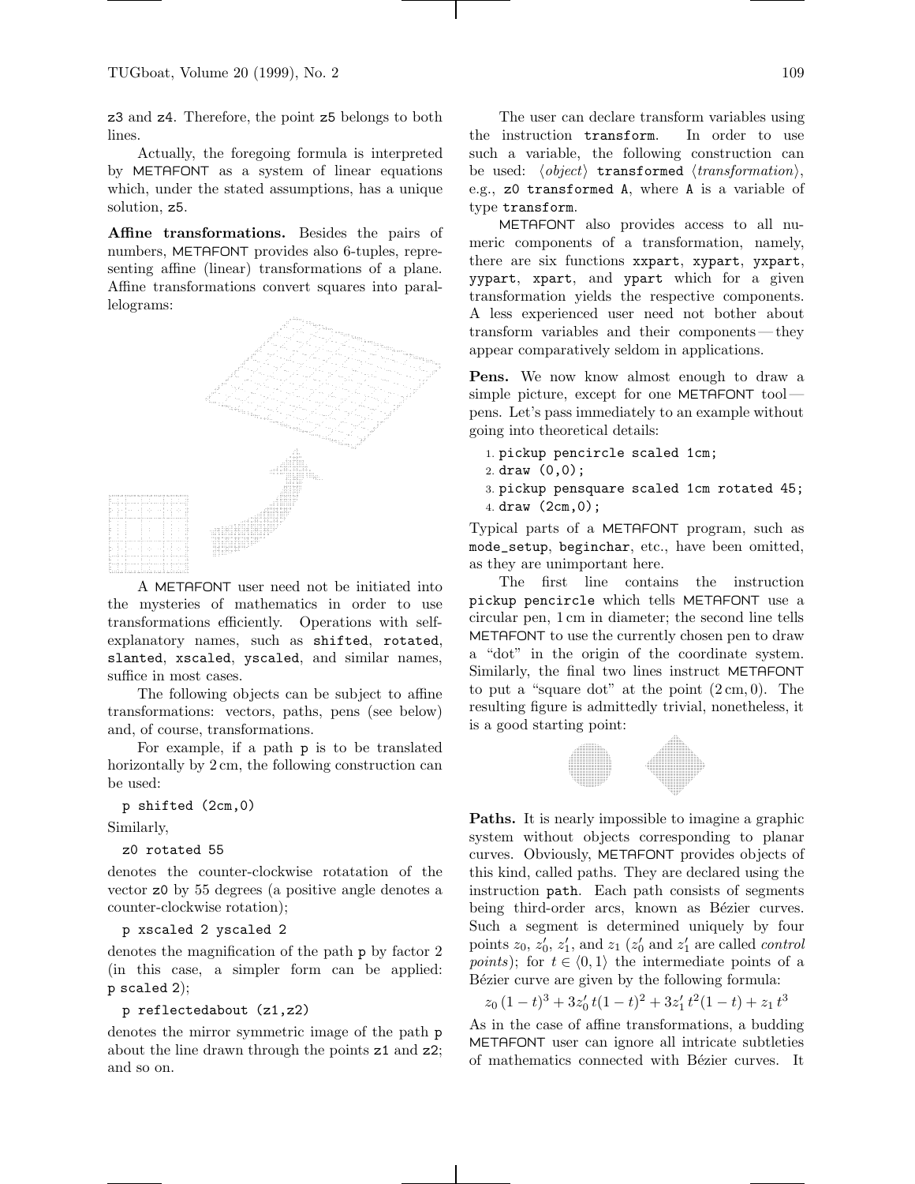z3 and z4. Therefore, the point z5 belongs to both lines.

Actually, the foregoing formula is interpreted by METAFONT as a system of linear equations which, under the stated assumptions, has a unique solution, z5.

**Affine transformations.** Besides the pairs of numbers, METAFONT provides also 6-tuples, representing affine (linear) transformations of a plane. Affine transformations convert squares into parallelograms:

A METAFONT user need not be initiated into the mysteries of mathematics in order to use transformations efficiently. Operations with self-explanatory names, such as `shifted`, `rotated`, `slanted`, `xscaled`, `yscaled`, and similar names, suffice in most cases.

The following objects can be subject to affine transformations: vectors, paths, pens (see below) and, of course, transformations.

For example, if a path p is to be translated horizontally by 2 cm, the following construction can be used:

```
p shifted (2cm,0)
```

Similarly,

```
z0 rotated 55
```

denotes the counter-clockwise rotatation of the vector z0 by 55 degrees (a positive angle denotes a counter-clockwise rotation);

```
p xscaled 2 yscaled 2
```

denotes the magnification of the path p by factor 2 (in this case, a simpler form can be applied: `p scaled 2`);

```
p reflectedabout (z1,z2)
```

denotes the mirror symmetric image of the path p about the line drawn through the points z1 and z2; and so on.

The user can declare transform variables using the instruction `transform`. In order to use such a variable, the following construction can be used: ⟨*object*⟩ `transformed` ⟨*transformation*⟩, e.g., `z0 transformed A`, where A is a variable of type `transform`.

METAFONT also provides access to all numeric components of a transformation, namely, there are six functions `xxpart`, `xypart`, `yxpart`, `yypart`, `xpart`, and `ypart` which for a given transformation yields the respective components. A less experienced user need not bother about transform variables and their components — they appear comparatively seldom in applications.

**Pens.** We now know almost enough to draw a simple picture, except for one METAFONT tool — pens. Let's pass immediately to an example without going into theoretical details:

```
1. pickup pencircle scaled 1cm;
2. draw (0,0);
3. pickup pensquare scaled 1cm rotated 45;
4. draw (2cm,0);
```

Typical parts of a METAFONT program, such as `mode_setup`, `beginchar`, etc., have been omitted, as they are unimportant here.

The first line contains the instruction `pickup pencircle` which tells METAFONT use a circular pen, 1 cm in diameter; the second line tells METAFONT to use the currently chosen pen to draw a "dot" in the origin of the coordinate system. Similarly, the final two lines instruct METAFONT to put a "square dot" at the point $(2\,\mathrm{cm}, 0)$. The resulting figure is admittedly trivial, nonetheless, it is a good starting point:

**Paths.** It is nearly impossible to imagine a graphic system without objects corresponding to planar curves. Obviously, METAFONT provides objects of this kind, called paths. They are declared using the instruction `path`. Each path consists of segments being third-order arcs, known as Bézier curves. Such a segment is determined uniquely by four points $z_0$, $z_0'$, $z_1'$, and $z_1$ ($z_0'$ and $z_1'$ are called *control points*); for $t \in \langle 0, 1\rangle$ the intermediate points of a Bézier curve are given by the following formula:

$$z_0\,(1-t)^3 + 3z_0'\,t(1-t)^2 + 3z_1'\,t^2(1-t) + z_1\,t^3$$

As in the case of affine transformations, a budding METAFONT user can ignore all intricate subtleties of mathematics connected with Bézier curves. It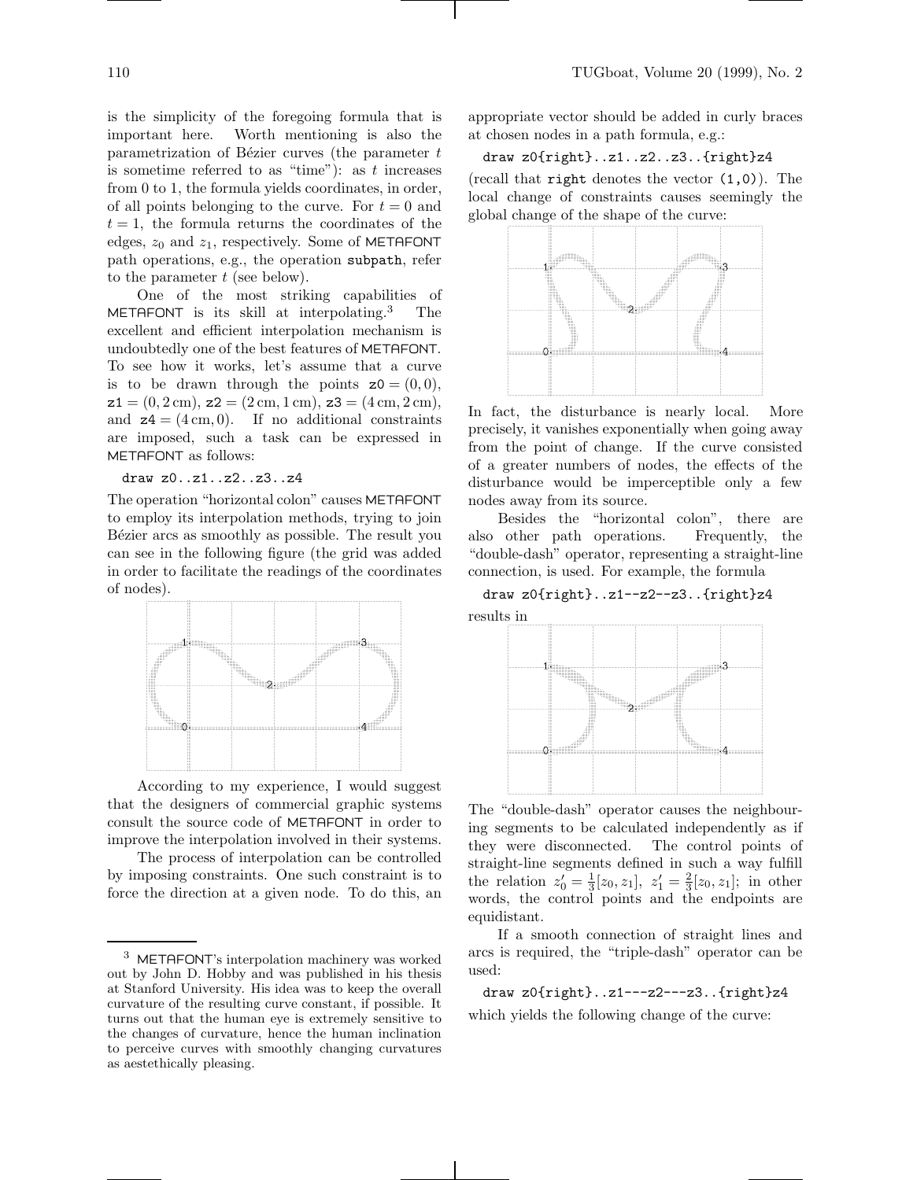is the simplicity of the foregoing formula that is important here. Worth mentioning is also the parametrization of Bézier curves (the parameter $t$ is sometime referred to as "time"): as $t$ increases from 0 to 1, the formula yields coordinates, in order, of all points belonging to the curve. For $t = 0$ and $t = 1$, the formula returns the coordinates of the edges, $z_0$ and $z_1$, respectively. Some of METAFONT path operations, e.g., the operation `subpath`, refer to the parameter $t$ (see below).

One of the most striking capabilities of METAFONT is its skill at interpolating.[3] The excellent and efficient interpolation mechanism is undoubtedly one of the best features of METAFONT. To see how it works, let's assume that a curve is to be drawn through the points $\mathtt{z0} = (0, 0)$, $\mathtt{z1} = (0, 2\,\mathrm{cm})$, $\mathtt{z2} = (2\,\mathrm{cm}, 1\,\mathrm{cm})$, $\mathtt{z3} = (4\,\mathrm{cm}, 2\,\mathrm{cm})$, and $\mathtt{z4} = (4\,\mathrm{cm}, 0)$. If no additional constraints are imposed, such a task can be expressed in METAFONT as follows:

```
draw z0..z1..z2..z3..z4
```

The operation "horizontal colon" causes METAFONT to employ its interpolation methods, trying to join Bézier arcs as smoothly as possible. The result you can see in the following figure (the grid was added in order to facilitate the readings of the coordinates of nodes).

According to my experience, I would suggest that the designers of commercial graphic systems consult the source code of METAFONT in order to improve the interpolation involved in their systems.

The process of interpolation can be controlled by imposing constraints. One such constraint is to force the direction at a given node. To do this, an appropriate vector should be added in curly braces at chosen nodes in a path formula, e.g.:

```
draw z0{right}..z1..z2..z3..{right}z4
```

(recall that `right` denotes the vector `(1,0)`). The local change of constraints causes seemingly the global change of the shape of the curve:

In fact, the disturbance is nearly local. More precisely, it vanishes exponentially when going away from the point of change. If the curve consisted of a greater numbers of nodes, the effects of the disturbance would be imperceptible only a few nodes away from its source.

Besides the "horizontal colon", there are also other path operations. Frequently, the "double-dash" operator, representing a straight-line connection, is used. For example, the formula

```
draw z0{right}..z1--z2--z3..{right}z4
```

results in

The "double-dash" operator causes the neighbouring segments to be calculated independently as if they were disconnected. The control points of straight-line segments defined in such a way fulfill the relation $z_0' = \frac{1}{3}[z_0, z_1]$, $z_1' = \frac{2}{3}[z_0, z_1]$; in other words, the control points and the endpoints are equidistant.

If a smooth connection of straight lines and arcs is required, the "triple-dash" operator can be used:

```
draw z0{right}..z1---z2---z3..{right}z4
```

which yields the following change of the curve:

---

[3] METAFONT's interpolation machinery was worked out by John D. Hobby and was published in his thesis at Stanford University. His idea was to keep the overall curvature of the resulting curve constant, if possible. It turns out that the human eye is extremely sensitive to the changes of curvature, hence the human inclination to perceive curves with smoothly changing curvatures as aestethically pleasing.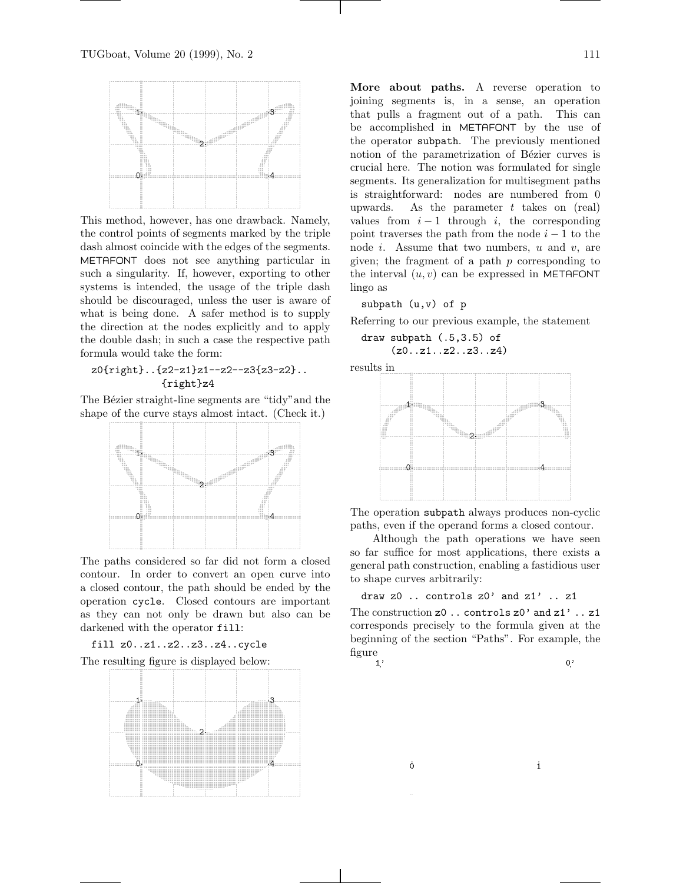This method, however, has one drawback. Namely, the control points of segments marked by the triple dash almost coincide with the edges of the segments. METAFONT does not see anything particular in such a singularity. If, however, exporting to other systems is intended, the usage of the triple dash should be discouraged, unless the user is aware of what is being done. A safer method is to supply the direction at the nodes explicitly and to apply the double dash; in such a case the respective path formula would take the form:

```
z0{right}..{z2-z1}z1--z2--z3{z3-z2}..
           {right}z4
```

The Bézier straight-line segments are "tidy" and the shape of the curve stays almost intact. (Check it.)

The paths considered so far did not form a closed contour. In order to convert an open curve into a closed contour, the path should be ended by the operation `cycle`. Closed contours are important as they can not only be drawn but also can be darkened with the operator `fill`:

```
fill z0..z1..z2..z3..z4..cycle
```

The resulting figure is displayed below:

**More about paths.** A reverse operation to joining segments is, in a sense, an operation that pulls a fragment out of a path. This can be accomplished in METAFONT by the use of the operator `subpath`. The previously mentioned notion of the parametrization of Bézier curves is crucial here. The notion was formulated for single segments. Its generalization for multisegment paths is straightforward: nodes are numbered from 0 upwards. As the parameter $t$ takes on (real) values from $i-1$ through $i$, the corresponding point traverses the path from the node $i-1$ to the node $i$. Assume that two numbers, $u$ and $v$, are given; the fragment of a path $p$ corresponding to the interval $(u, v)$ can be expressed in METAFONT lingo as

```
subpath (u,v) of p
```

Referring to our previous example, the statement

```
draw subpath (.5,3.5) of
     (z0..z1..z2..z3..z4)
```

results in

The operation `subpath` always produces non-cyclic paths, even if the operand forms a closed contour.

Although the path operations we have seen so far suffice for most applications, there exists a general path construction, enabling a fastidious user to shape curves arbitrarily:

```
draw z0 .. controls z0' and z1' .. z1
```

The construction `z0 .. controls z0' and z1' .. z1` corresponds precisely to the formula given at the beginning of the section "Paths". For example, the figure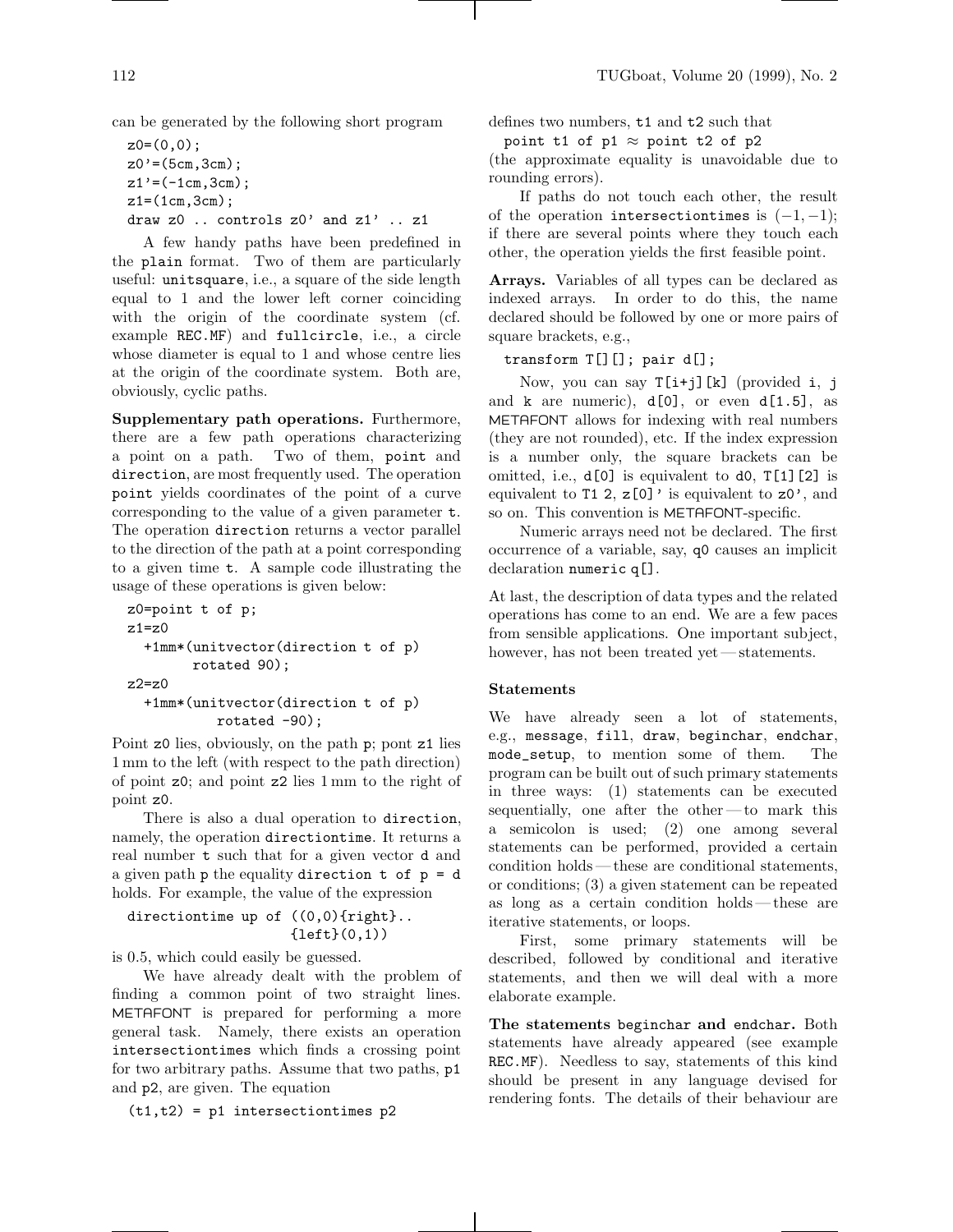can be generated by the following short program

```
z0=(0,0);
z0'=(5cm,3cm);
z1'=(-1cm,3cm);
z1=(1cm,3cm);
draw z0 .. controls z0' and z1' .. z1
```

A few handy paths have been predefined in the `plain` format. Two of them are particularly useful: `unitsquare`, i.e., a square of the side length equal to 1 and the lower left corner coinciding with the origin of the coordinate system (cf. example `REC.MF`) and `fullcircle`, i.e., a circle whose diameter is equal to 1 and whose centre lies at the origin of the coordinate system. Both are, obviously, cyclic paths.

**Supplementary path operations.** Furthermore, there are a few path operations characterizing a point on a path. Two of them, `point` and `direction`, are most frequently used. The operation `point` yields coordinates of the point of a curve corresponding to the value of a given parameter `t`. The operation `direction` returns a vector parallel to the direction of the path at a point corresponding to a given time `t`. A sample code illustrating the usage of these operations is given below:

```
z0=point t of p;
z1=z0
  +1mm*(unitvector(direction t of p)
        rotated 90);
z2=z0
  +1mm*(unitvector(direction t of p)
           rotated -90);
```

Point `z0` lies, obviously, on the path `p`; pont `z1` lies 1 mm to the left (with respect to the path direction) of point `z0`; and point `z2` lies 1 mm to the right of point `z0`.

There is also a dual operation to `direction`, namely, the operation `directiontime`. It returns a real number `t` such that for a given vector `d` and a given path `p` the equality `direction t of p = d` holds. For example, the value of the expression

```
directiontime up of ((0,0){right}..
                     {left}(0,1))
```

is 0.5, which could easily be guessed.

We have already dealt with the problem of finding a common point of two straight lines. METAFONT is prepared for performing a more general task. Namely, there exists an operation `intersectiontimes` which finds a crossing point for two arbitrary paths. Assume that two paths, `p1` and `p2`, are given. The equation

```
(t1,t2) = p1 intersectiontimes p2
```

defines two numbers, `t1` and `t2` such that

`point t1 of p1` $\approx$ `point t2 of p2`

(the approximate equality is unavoidable due to rounding errors).

If paths do not touch each other, the result of the operation `intersectiontimes` is $(-1,-1)$; if there are several points where they touch each other, the operation yields the first feasible point.

**Arrays.** Variables of all types can be declared as indexed arrays. In order to do this, the name declared should be followed by one or more pairs of square brackets, e.g.,

```
transform T[][]; pair d[];
```

Now, you can say `T[i+j][k]` (provided `i`, `j` and `k` are numeric), `d[0]`, or even `d[1.5]`, as METAFONT allows for indexing with real numbers (they are not rounded), etc. If the index expression is a number only, the square brackets can be omitted, i.e., `d[0]` is equivalent to `d0`, `T[1][2]` is equivalent to `T1 2`, `z[0]'` is equivalent to `z0'`, and so on. This convention is METAFONT-specific.

Numeric arrays need not be declared. The first occurrence of a variable, say, `q0` causes an implicit declaration `numeric q[]`.

At last, the description of data types and the related operations has come to an end. We are a few paces from sensible applications. One important subject, however, has not been treated yet — statements.

## Statements

We have already seen a lot of statements, e.g., `message`, `fill`, `draw`, `beginchar`, `endchar`, `mode_setup`, to mention some of them. The program can be built out of such primary statements in three ways: (1) statements can be executed sequentially, one after the other — to mark this a semicolon is used; (2) one among several statements can be performed, provided a certain condition holds — these are conditional statements, or conditions; (3) a given statement can be repeated as long as a certain condition holds — these are iterative statements, or loops.

First, some primary statements will be described, followed by conditional and iterative statements, and then we will deal with a more elaborate example.

**The statements `beginchar` and `endchar`.** Both statements have already appeared (see example `REC.MF`). Needless to say, statements of this kind should be present in any language devised for rendering fonts. The details of their behaviour are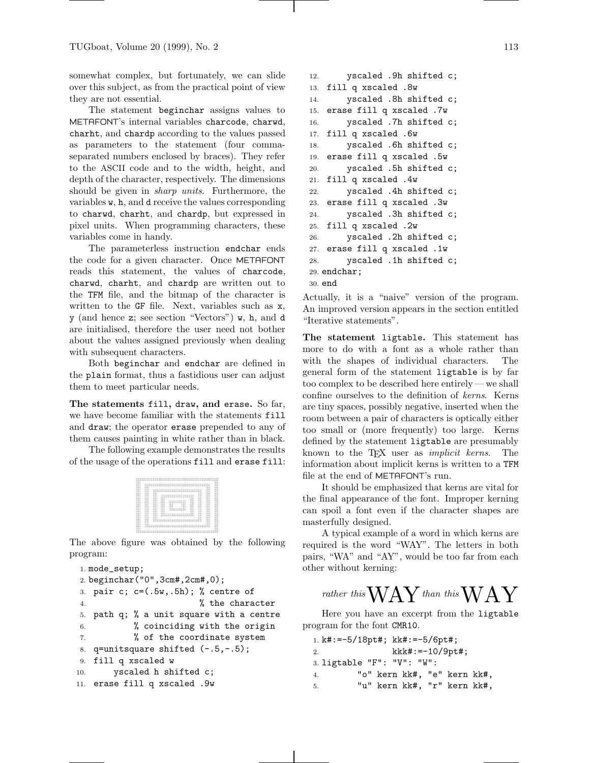somewhat complex, but fortunately, we can slide over this subject, as from the practical point of view they are not essential.

The statement `beginchar` assigns values to METAFONT's internal variables `charcode`, `charwd`, `charht`, and `chardp` according to the values passed as parameters to the statement (four comma-separated numbers enclosed by braces). They refer to the ASCII code and to the width, height, and depth of the character, respectively. The dimensions should be given in *sharp units*. Furthermore, the variables `w`, `h`, and `d` receive the values corresponding to `charwd`, `charht`, and `chardp`, but expressed in pixel units. When programming characters, these variables come in handy.

The parameterless instruction `endchar` ends the code for a given character. Once METAFONT reads this statement, the values of `charcode`, `charwd`, `charht`, and `chardp` are written out to the TFM file, and the bitmap of the character is written to the GF file. Next, variables such as `x`, `y` (and hence `z`; see section "Vectors") `w`, `h`, and `d` are initialised, therefore the user need not bother about the values assigned previously when dealing with subsequent characters.

Both `beginchar` and `endchar` are defined in the `plain` format, thus a fastidious user can adjust them to meet particular needs.

**The statements `fill`, `draw`, and `erase`.** So far, we have become familiar with the statements `fill` and `draw`; the operator `erase` prepended to any of them causes painting in white rather than in black.

The following example demonstrates the results of the usage of the operations `fill` and `erase fill`:

The above figure was obtained by the following program:

```
1. mode_setup;
2. beginchar("0",3cm#,2cm#,0);
3.  pair c; c=(.5w,.5h); % centre of
4.                        % the character
5.  path q; % a unit square with a centre
6.          % coinciding with the origin
7.          % of the coordinate system
8.  q=unitsquare shifted (-.5,-.5);
9.  fill q xscaled w
10.      yscaled h shifted c;
11.  erase fill q xscaled .9w
12.      yscaled .9h shifted c;
13.  fill q xscaled .8w
14.      yscaled .8h shifted c;
15.  erase fill q xscaled .7w
16.      yscaled .7h shifted c;
17.  fill q xscaled .6w
18.      yscaled .6h shifted c;
19.  erase fill q xscaled .5w
20.      yscaled .5h shifted c;
21.  fill q xscaled .4w
22.      yscaled .4h shifted c;
23.  erase fill q xscaled .3w
24.      yscaled .3h shifted c;
25.  fill q xscaled .2w
26.      yscaled .2h shifted c;
27.  erase fill q xscaled .1w
28.      yscaled .1h shifted c;
29. endchar;
30. end
```

Actually, it is a "naive" version of the program. An improved version appears in the section entitled "Iterative statements".

**The statement `ligtable`.** This statement has more to do with a font as a whole rather than with the shapes of individual characters. The general form of the statement `ligtable` is by far too complex to be described here entirely — we shall confine ourselves to the definition of *kerns*. Kerns are tiny spaces, possibly negative, inserted when the room between a pair of characters is optically either too small or (more frequently) too large. Kerns defined by the statement `ligtable` are presumably known to the TeX user as *implicit kerns*. The information about implicit kerns is written to a TFM file at the end of METAFONT's run.

It should be emphasized that kerns are vital for the final appearance of the font. Improper kerning can spoil a font even if the character shapes are masterfully designed.

A typical example of a word in which kerns are required is the word "WAY". The letters in both pairs, "WA" and "AY", would be too far from each other without kerning:

*rather this* WAY *than this* W A Y

Here you have an excerpt from the `ligtable` program for the font CMR10.

```
1. k#:=-5/18pt#; kk#:=-5/6pt#;
2.               kkk#:=-10/9pt#;
3. ligtable "F": "V": "W":
4.        "o" kern kk#, "e" kern kk#,
5.        "u" kern kk#, "r" kern kk#,
```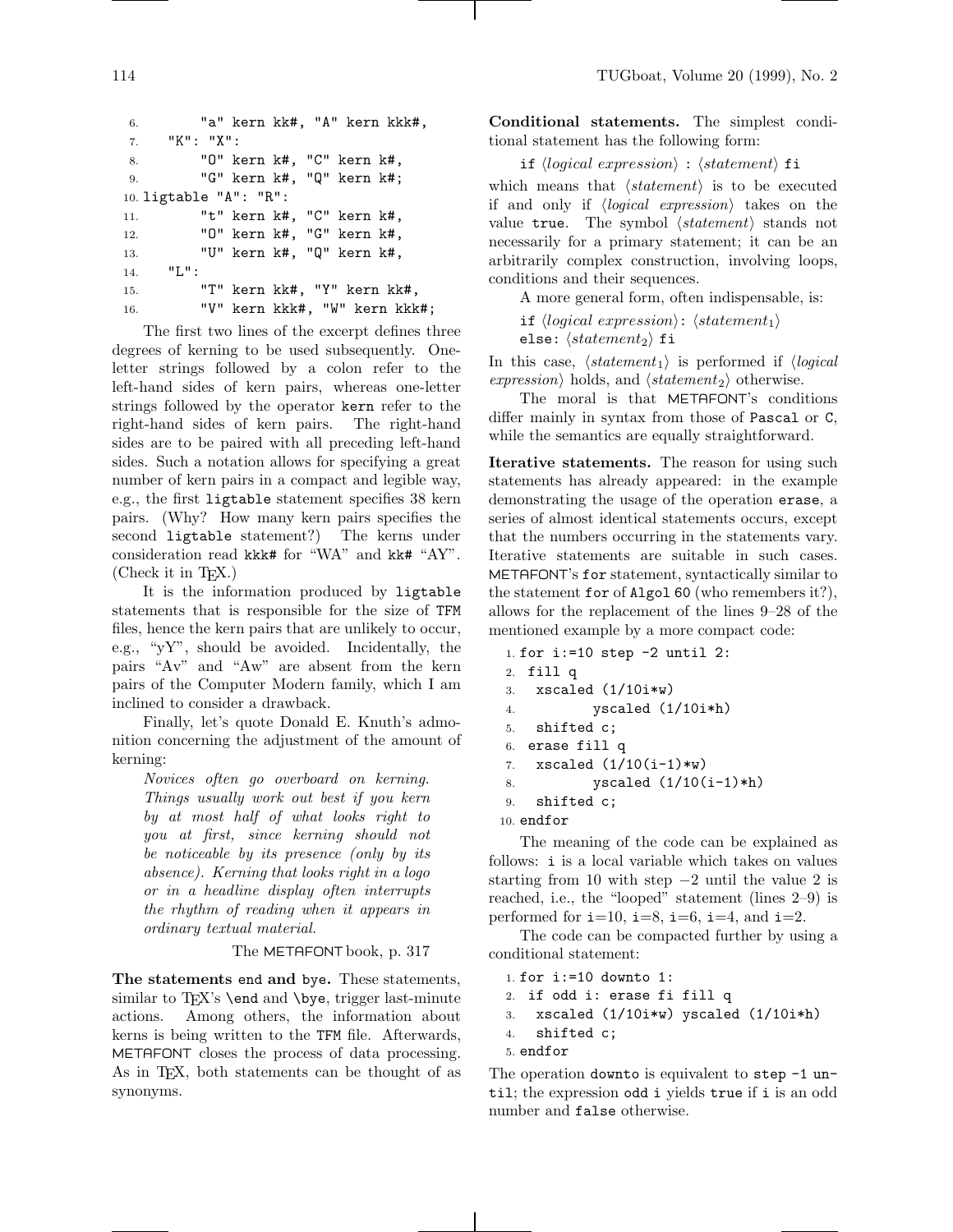```
6.        "a" kern kk#, "A" kern kkk#,
7.    "K": "X":
8.        "O" kern k#, "C" kern k#,
9.        "G" kern k#, "Q" kern k#;
10. ligtable "A": "R":
11.        "t" kern k#, "C" kern k#,
12.        "O" kern k#, "G" kern k#,
13.        "U" kern k#, "Q" kern k#,
14.    "L":
15.        "T" kern kk#, "Y" kern kk#,
16.        "V" kern kkk#, "W" kern kkk#;
```

The first two lines of the excerpt defines three degrees of kerning to be used subsequently. One-letter strings followed by a colon refer to the left-hand sides of kern pairs, whereas one-letter strings followed by the operator `kern` refer to the right-hand sides of kern pairs. The right-hand sides are to be paired with all preceding left-hand sides. Such a notation allows for specifying a great number of kern pairs in a compact and legible way, e.g., the first `ligtable` statement specifies 38 kern pairs. (Why? How many kern pairs specifies the second `ligtable` statement?) The kerns under consideration read `kkk#` for "WA" and `kk#` "AY". (Check it in TEX.)

It is the information produced by `ligtable` statements that is responsible for the size of TFM files, hence the kern pairs that are unlikely to occur, e.g., "yY", should be avoided. Incidentally, the pairs "Av" and "Aw" are absent from the kern pairs of the Computer Modern family, which I am inclined to consider a drawback.

Finally, let's quote Donald E. Knuth's admonition concerning the adjustment of the amount of kerning:

> *Novices often go overboard on kerning. Things usually work out best if you kern by at most half of what looks right to you at first, since kerning should not be noticeable by its presence (only by its absence). Kerning that looks right in a logo or in a headline display often interrupts the rhythm of reading when it appears in ordinary textual material.*
>
> The METAFONT book, p. 317

**The statements `end` and `bye`.** These statements, similar to TEX's `\end` and `\bye`, trigger last-minute actions. Among others, the information about kerns is being written to the TFM file. Afterwards, METAFONT closes the process of data processing. As in TEX, both statements can be thought of as synonyms.

**Conditional statements.** The simplest conditional statement has the following form:

`if` ⟨*logical expression*⟩ `:` ⟨*statement*⟩ `fi`

which means that ⟨*statement*⟩ is to be executed if and only if ⟨*logical expression*⟩ takes on the value `true`. The symbol ⟨*statement*⟩ stands not necessarily for a primary statement; it can be an arbitrarily complex construction, involving loops, conditions and their sequences.

A more general form, often indispensable, is:

`if` ⟨*logical expression*⟩`:` ⟨$statement_1$⟩
`else:` ⟨$statement_2$⟩ `fi`

In this case, ⟨$statement_1$⟩ is performed if ⟨*logical expression*⟩ holds, and ⟨$statement_2$⟩ otherwise.

The moral is that METAFONT's conditions differ mainly in syntax from those of Pascal or C, while the semantics are equally straightforward.

**Iterative statements.** The reason for using such statements has already appeared: in the example demonstrating the usage of the operation `erase`, a series of almost identical statements occurs, except that the numbers occurring in the statements vary. Iterative statements are suitable in such cases. METAFONT's `for` statement, syntactically similar to the statement `for` of Algol 60 (who remembers it?), allows for the replacement of the lines 9–28 of the mentioned example by a more compact code:

```
1. for i:=10 step -2 until 2:
2.  fill q
3.   xscaled (1/10i*w)
4.          yscaled (1/10i*h)
5.   shifted c;
6.  erase fill q
7.   xscaled (1/10(i-1)*w)
8.          yscaled (1/10(i-1)*h)
9.   shifted c;
10. endfor
```

The meaning of the code can be explained as follows: `i` is a local variable which takes on values starting from 10 with step −2 until the value 2 is reached, i.e., the "looped" statement (lines 2–9) is performed for `i`=10, `i`=8, `i`=6, `i`=4, and `i`=2.

The code can be compacted further by using a conditional statement:

```
1. for i:=10 downto 1:
2.  if odd i: erase fi fill q
3.   xscaled (1/10i*w) yscaled (1/10i*h)
4.   shifted c;
5. endfor
```

The operation `downto` is equivalent to `step -1 until`; the expression `odd i` yields `true` if `i` is an odd number and `false` otherwise.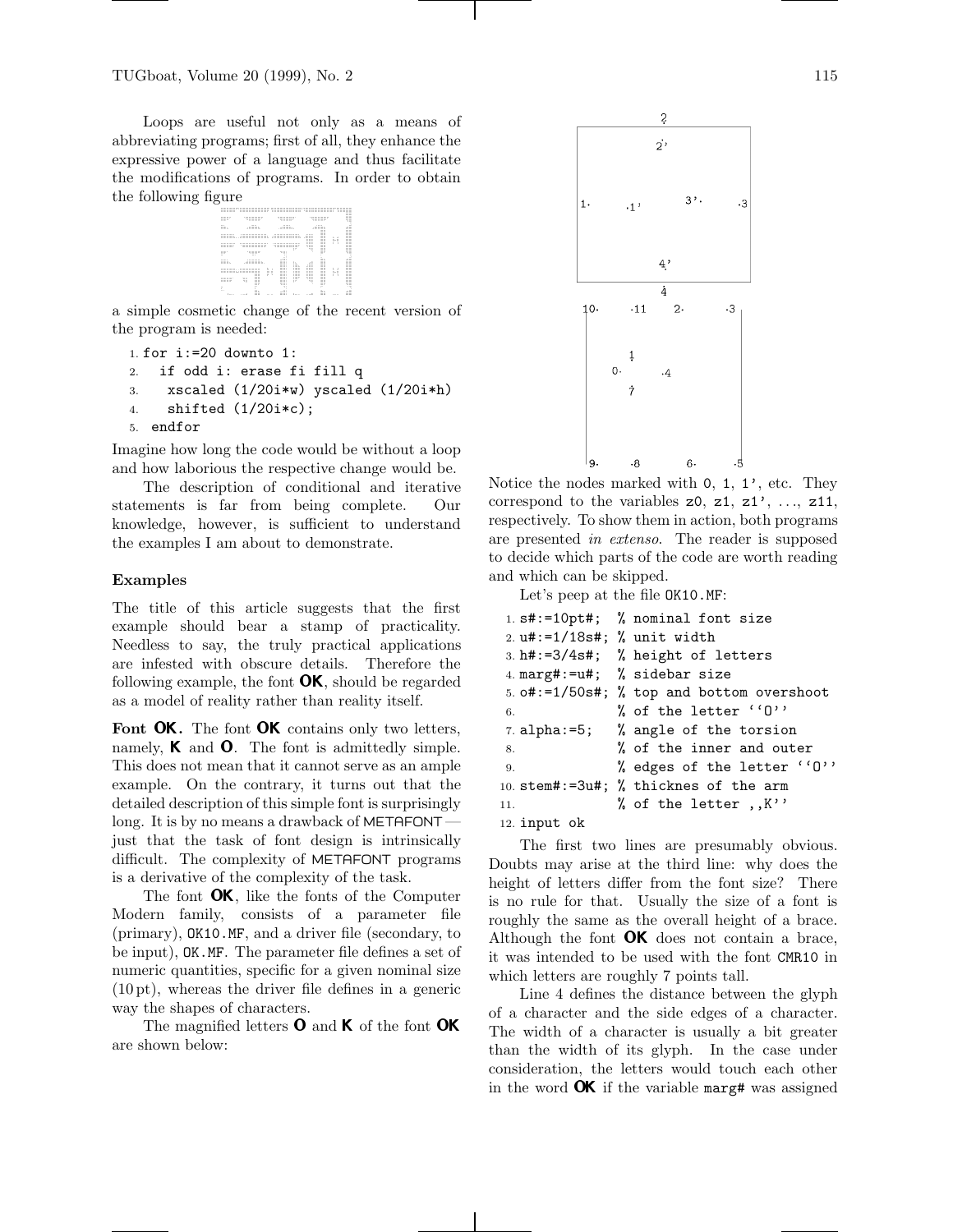Loops are useful not only as a means of abbreviating programs; first of all, they enhance the expressive power of a language and thus facilitate the modifications of programs. In order to obtain the following figure

a simple cosmetic change of the recent version of the program is needed:

```
1. for i:=20 downto 1:
2.  if odd i: erase fi fill q
3.   xscaled (1/20i*w) yscaled (1/20i*h)
4.   shifted (1/20i*c);
5. endfor
```

Imagine how long the code would be without a loop and how laborious the respective change would be.

The description of conditional and iterative statements is far from being complete. Our knowledge, however, is sufficient to understand the examples I am about to demonstrate.

### Examples

The title of this article suggests that the first example should bear a stamp of practicality. Needless to say, the truly practical applications are infested with obscure details. Therefore the following example, the font **OK**, should be regarded as a model of reality rather than reality itself.

**Font OK.** The font **OK** contains only two letters, namely, **K** and **O**. The font is admittedly simple. This does not mean that it cannot serve as an ample example. On the contrary, it turns out that the detailed description of this simple font is surprisingly long. It is by no means a drawback of METAFONT — just that the task of font design is intrinsically difficult. The complexity of METAFONT programs is a derivative of the complexity of the task.

The font **OK**, like the fonts of the Computer Modern family, consists of a parameter file (primary), OK10.MF, and a driver file (secondary, to be input), OK.MF. The parameter file defines a set of numeric quantities, specific for a given nominal size (10 pt), whereas the driver file defines in a generic way the shapes of characters.

The magnified letters **O** and **K** of the font **OK** are shown below:

Notice the nodes marked with 0, 1, 1', etc. They correspond to the variables z0, z1, z1', ..., z11, respectively. To show them in action, both programs are presented *in extenso*. The reader is supposed to decide which parts of the code are worth reading and which can be skipped.

Let's peep at the file OK10.MF:

```
1. s#:=10pt#;  % nominal font size
2. u#:=1/18s#; % unit width
3. h#:=3/4s#;  % height of letters
4. marg#:=u#;  % sidebar size
5. o#:=1/50s#; % top and bottom overshoot
6.             % of the letter ``O''
7. alpha:=5;   % angle of the torsion
8.             % of the inner and outer
9.             % edges of the letter ``O''
10. stem#:=3u#; % thicknes of the arm
11.             % of the letter ,,K''
12. input ok
```

The first two lines are presumably obvious. Doubts may arise at the third line: why does the height of letters differ from the font size? There is no rule for that. Usually the size of a font is roughly the same as the overall height of a brace. Although the font **OK** does not contain a brace, it was intended to be used with the font CMR10 in which letters are roughly 7 points tall.

Line 4 defines the distance between the glyph of a character and the side edges of a character. The width of a character is usually a bit greater than the width of its glyph. In the case under consideration, the letters would touch each other in the word **OK** if the variable marg# was assigned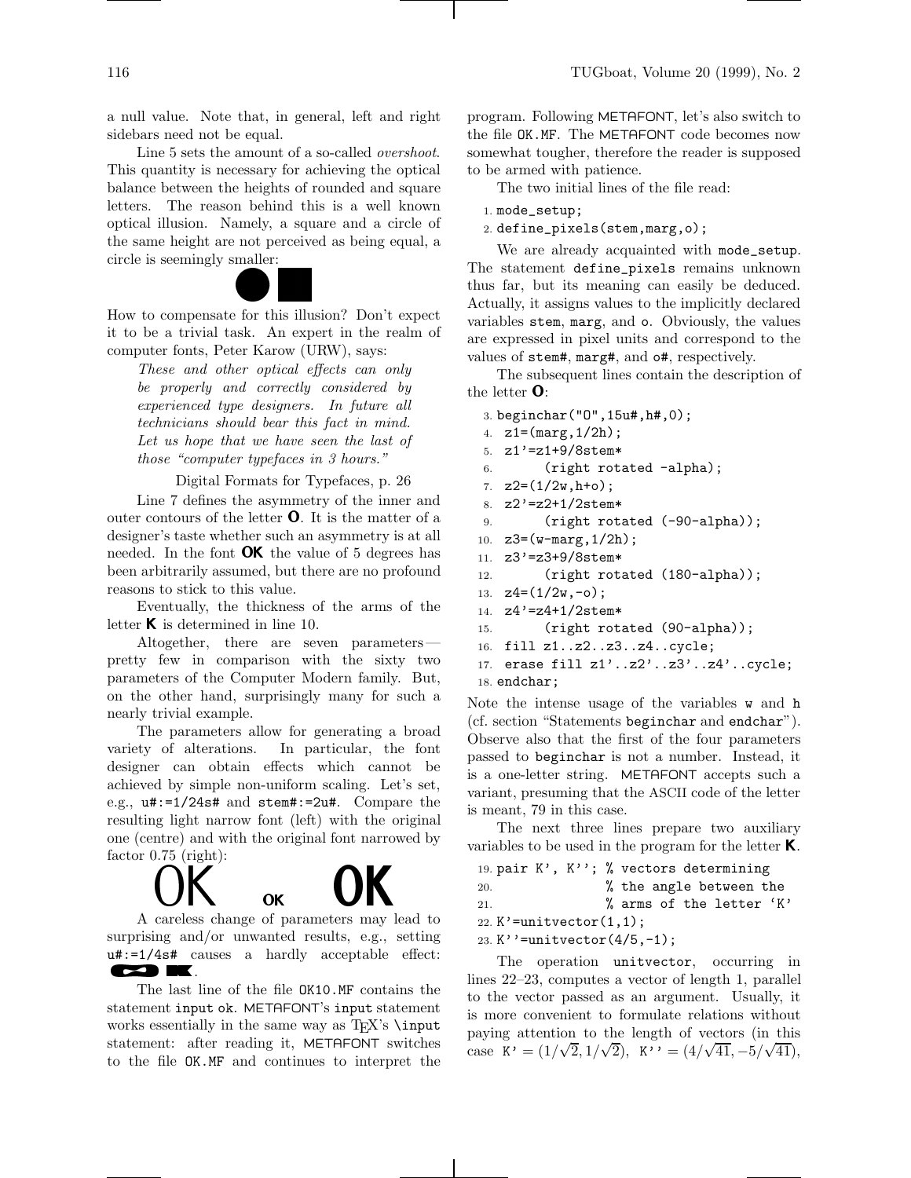a null value. Note that, in general, left and right sidebars need not be equal.

Line 5 sets the amount of a so-called *overshoot*. This quantity is necessary for achieving the optical balance between the heights of rounded and square letters. The reason behind this is a well known optical illusion. Namely, a square and a circle of the same height are not perceived as being equal, a circle is seemingly smaller:

How to compensate for this illusion? Don't expect it to be a trivial task. An expert in the realm of computer fonts, Peter Karow (URW), says:

> *These and other optical effects can only be properly and correctly considered by experienced type designers. In future all technicians should bear this fact in mind. Let us hope that we have seen the last of those "computer typefaces in 3 hours."*
>
> Digital Formats for Typefaces, p. 26

Line 7 defines the asymmetry of the inner and outer contours of the letter **O**. It is the matter of a designer's taste whether such an asymmetry is at all needed. In the font **OK** the value of 5 degrees has been arbitrarily assumed, but there are no profound reasons to stick to this value.

Eventually, the thickness of the arms of the letter **K** is determined in line 10.

Altogether, there are seven parameters — pretty few in comparison with the sixty two parameters of the Computer Modern family. But, on the other hand, surprisingly many for such a nearly trivial example.

The parameters allow for generating a broad variety of alterations. In particular, the font designer can obtain effects which cannot be achieved by simple non-uniform scaling. Let's set, e.g., `u#:=1/24s#` and `stem#:=2u#`. Compare the resulting light narrow font (left) with the original one (centre) and with the original font narrowed by factor 0.75 (right):

OK OK **OK**

A careless change of parameters may lead to surprising and/or unwanted results, e.g., setting `u#:=1/4s#` causes a hardly acceptable effect: .

The last line of the file `OK10.MF` contains the statement `input ok`. METAFONT's `input` statement works essentially in the same way as TEX's `\input` statement: after reading it, METAFONT switches to the file `OK.MF` and continues to interpret the program. Following METAFONT, let's also switch to the file `OK.MF`. The METAFONT code becomes now somewhat tougher, therefore the reader is supposed to be armed with patience.

The two initial lines of the file read:

```
1. mode_setup;
2. define_pixels(stem,marg,o);
```

We are already acquainted with `mode_setup`. The statement `define_pixels` remains unknown thus far, but its meaning can easily be deduced. Actually, it assigns values to the implicitly declared variables `stem`, `marg`, and `o`. Obviously, the values are expressed in pixel units and correspond to the values of `stem#`, `marg#`, and `o#`, respectively.

The subsequent lines contain the description of the letter **O**:

```
3. beginchar("O",15u#,h#,0);
4.  z1=(marg,1/2h);
5.  z1'=z1+9/8stem*
6.       (right rotated -alpha);
7.  z2=(1/2w,h+o);
8.  z2'=z2+1/2stem*
9.       (right rotated (-90-alpha));
10.  z3=(w-marg,1/2h);
11.  z3'=z3+9/8stem*
12.       (right rotated (180-alpha));
13.  z4=(1/2w,-o);
14.  z4'=z4+1/2stem*
15.       (right rotated (90-alpha));
16.  fill z1..z2..z3..z4..cycle;
17.  erase fill z1'..z2'..z3'..z4'..cycle;
18. endchar;
```

Note the intense usage of the variables `w` and `h` (cf. section "Statements `beginchar` and `endchar`"). Observe also that the first of the four parameters passed to `beginchar` is not a number. Instead, it is a one-letter string. METAFONT accepts such a variant, presuming that the ASCII code of the letter is meant, 79 in this case.

The next three lines prepare two auxiliary variables to be used in the program for the letter **K**.

```
19. pair K', K''; % vectors determining
20.               % the angle between the
21.               % arms of the letter 'K'
22. K'=unitvector(1,1);
23. K''=unitvector(4/5,-1);
```

The operation `unitvector`, occurring in lines 22–23, computes a vector of length 1, parallel to the vector passed as an argument. Usually, it is more convenient to formulate relations without paying attention to the length of vectors (in this case `K'` $= (1/\sqrt{2}, 1/\sqrt{2})$, `K''` $= (4/\sqrt{41}, -5/\sqrt{41})$,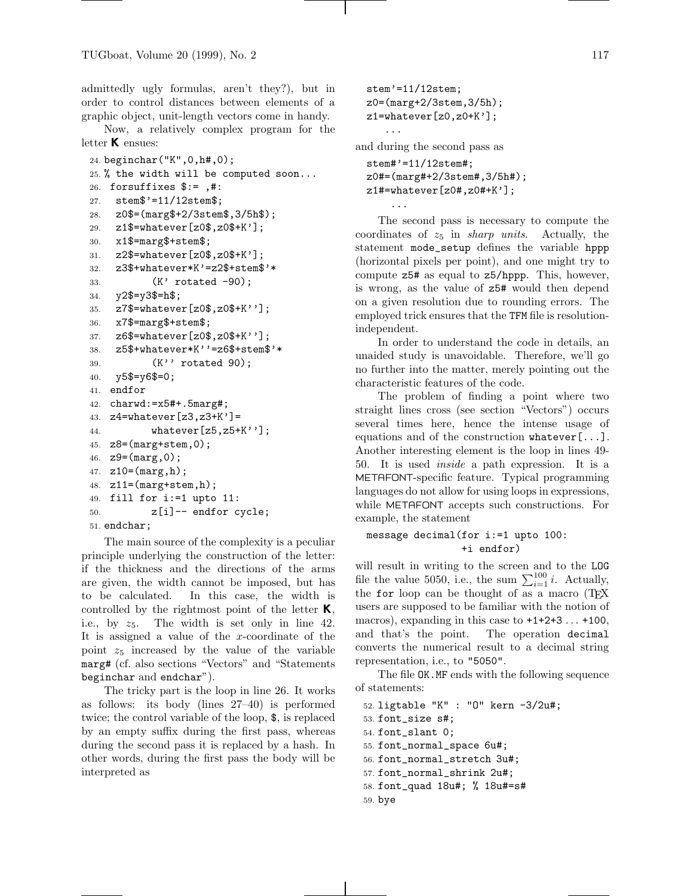admittedly ugly formulas, aren't they?), but in order to control distances between elements of a graphic object, unit-length vectors come in handy.

Now, a relatively complex program for the letter **K** ensues:

```
24. beginchar("K",0,h#,0);
25. % the width will be computed soon...
26.  forsuffixes $:= ,#:
27.   stem$'=11/12stem$;
28.   z0$=(marg$+2/3stem$,3/5h$);
29.   z1$=whatever[z0$,z0$+K'];
30.   x1$=marg$+stem$;
31.   z2$=whatever[z0$,z0$+K'];
32.   z3$+whatever*K'=z2$+stem$'*
33.          (K' rotated -90);
34.   y2$=y3$=h$;
35.   z7$=whatever[z0$,z0$+K''];
36.   x7$=marg$+stem$;
37.   z6$=whatever[z0$,z0$+K''];
38.   z5$+whatever*K''=z6$+stem$'*
39.          (K'' rotated 90);
40.   y5$=y6$=0;
41.  endfor
42.  charwd:=x5#+.5marg#;
43.  z4=whatever[z3,z3+K']=
44.          whatever[z5,z5+K''];
45.  z8=(marg+stem,0);
46.  z9=(marg,0);
47.  z10=(marg,h);
48.  z11=(marg+stem,h);
49.  fill for i:=1 upto 11:
50.          z[i]-- endfor cycle;
51. endchar;
```

The main source of the complexity is a peculiar principle underlying the construction of the letter: if the thickness and the directions of the arms are given, the width cannot be imposed, but has to be calculated. In this case, the width is controlled by the rightmost point of the letter **K**, i.e., by $z_5$. The width is set only in line 42. It is assigned a value of the $x$-coordinate of the point $z_5$ increased by the value of the variable `marg#` (cf. also sections "Vectors" and "Statements `beginchar` and `endchar`").

The tricky part is the loop in line 26. It works as follows: its body (lines 27–40) is performed twice; the control variable of the loop, `$`, is replaced by an empty suffix during the first pass, whereas during the second pass it is replaced by a hash. In other words, during the first pass the body will be interpreted as

```
stem'=11/12stem;
z0=(marg+2/3stem,3/5h);
z1=whatever[z0,z0+K'];
   ...
```

and during the second pass as

```
stem#'=11/12stem#;
z0#=(marg#+2/3stem#,3/5h#);
z1#=whatever[z0#,z0#+K'];
   ...
```

The second pass is necessary to compute the coordinates of $z_5$ in *sharp units*. Actually, the statement `mode_setup` defines the variable `hppp` (horizontal pixels per point), and one might try to compute `z5#` as equal to `z5/hppp`. This, however, is wrong, as the value of `z5#` would then depend on a given resolution due to rounding errors. The employed trick ensures that the TFM file is resolution-independent.

In order to understand the code in details, an unaided study is unavoidable. Therefore, we'll go no further into the matter, merely pointing out the characteristic features of the code.

The problem of finding a point where two straight lines cross (see section "Vectors") occurs several times here, hence the intense usage of equations and of the construction `whatever[...]`. Another interesting element is the loop in lines 49-50. It is used *inside* a path expression. It is a METAFONT-specific feature. Typical programming languages do not allow for using loops in expressions, while METAFONT accepts such constructions. For example, the statement

```
message decimal(for i:=1 upto 100:
                +i endfor)
```

will result in writing to the screen and to the LOG file the value 5050, i.e., the sum $\sum_{i=1}^{100} i$. Actually, the `for` loop can be thought of as a macro (TeX users are supposed to be familiar with the notion of macros), expanding in this case to `+1+2+3` ... `+100`, and that's the point. The operation `decimal` converts the numerical result to a decimal string representation, i.e., to `"5050"`.

The file `OK.MF` ends with the following sequence of statements:

```
52. ligtable "K" : "O" kern -3/2u#;
53. font_size s#;
54. font_slant 0;
55. font_normal_space 6u#;
56. font_normal_stretch 3u#;
57. font_normal_shrink 2u#;
58. font_quad 18u#; % 18u#=s#
59. bye
```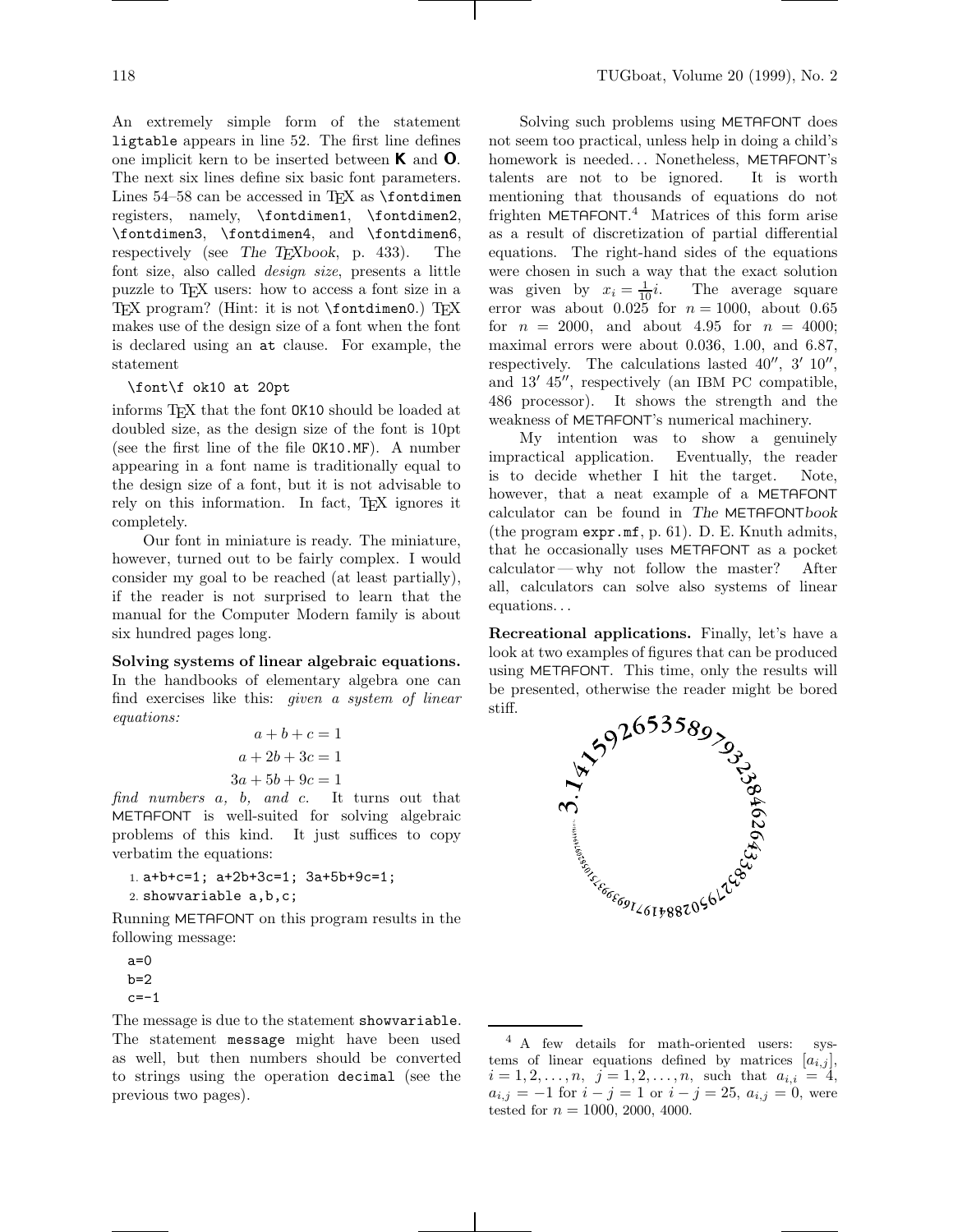An extremely simple form of the statement `ligtable` appears in line 52. The first line defines one implicit kern to be inserted between **K** and **O**. The next six lines define six basic font parameters. Lines 54–58 can be accessed in TEX as `\fontdimen` registers, namely, `\fontdimen1`, `\fontdimen2`, `\fontdimen3`, `\fontdimen4`, and `\fontdimen6`, respectively (see *The TEXbook*, p. 433). The font size, also called *design size*, presents a little puzzle to TEX users: how to access a font size in a TEX program? (Hint: it is not `\fontdimen0`.) TEX makes use of the design size of a font when the font is declared using an `at` clause. For example, the statement

```
\font\f ok10 at 20pt
```

informs TEX that the font `OK10` should be loaded at doubled size, as the design size of the font is 10pt (see the first line of the file `OK10.MF`). A number appearing in a font name is traditionally equal to the design size of a font, but it is not advisable to rely on this information. In fact, TEX ignores it completely.

Our font in miniature is ready. The miniature, however, turned out to be fairly complex. I would consider my goal to be reached (at least partially), if the reader is not surprised to learn that the manual for the Computer Modern family is about six hundred pages long.

**Solving systems of linear algebraic equations.** In the handbooks of elementary algebra one can find exercises like this: *given a system of linear equations:*

$$a + b + c = 1$$
$$a + 2b + 3c = 1$$
$$3a + 5b + 9c = 1$$

*find numbers a, b, and c.* It turns out that METAFONT is well-suited for solving algebraic problems of this kind. It just suffices to copy verbatim the equations:

```
1. a+b+c=1; a+2b+3c=1; 3a+5b+9c=1;
2. showvariable a,b,c;
```

Running METAFONT on this program results in the following message:

```
a=0
b=2
c=-1
```

The message is due to the statement `showvariable`. The statement `message` might have been used as well, but then numbers should be converted to strings using the operation `decimal` (see the previous two pages).

Solving such problems using METAFONT does not seem too practical, unless help in doing a child's homework is needed... Nonetheless, METAFONT's talents are not to be ignored. It is worth mentioning that thousands of equations do not frighten METAFONT.[4] Matrices of this form arise as a result of discretization of partial differential equations. The right-hand sides of the equations were chosen in such a way that the exact solution was given by $x_i = \frac{1}{10}i$. The average square error was about 0.025 for $n = 1000$, about 0.65 for $n = 2000$, and about 4.95 for $n = 4000$; maximal errors were about 0.036, 1.00, and 6.87, respectively. The calculations lasted 40″, 3′ 10″, and 13′ 45″, respectively (an IBM PC compatible, 486 processor). It shows the strength and the weakness of METAFONT's numerical machinery.

My intention was to show a genuinely impractical application. Eventually, the reader is to decide whether I hit the target. Note, however, that a neat example of a METAFONT calculator can be found in *The METAFONTbook* (the program `expr.mf`, p. 61). D. E. Knuth admits, that he occasionally uses METAFONT as a pocket calculator — why not follow the master? After all, calculators can solve also systems of linear equations...

**Recreational applications.** Finally, let's have a look at two examples of figures that can be produced using METAFONT. This time, only the results will be presented, otherwise the reader might be bored stiff.

[4] A few details for math-oriented users: systems of linear equations defined by matrices $[a_{i,j}]$, $i = 1, 2, \ldots, n$, $j = 1, 2, \ldots, n$, such that $a_{i,i} = 4$, $a_{i,j} = -1$ for $i - j = 1$ or $i - j = 25$, $a_{i,j} = 0$, were tested for $n = 1000$, 2000, 4000.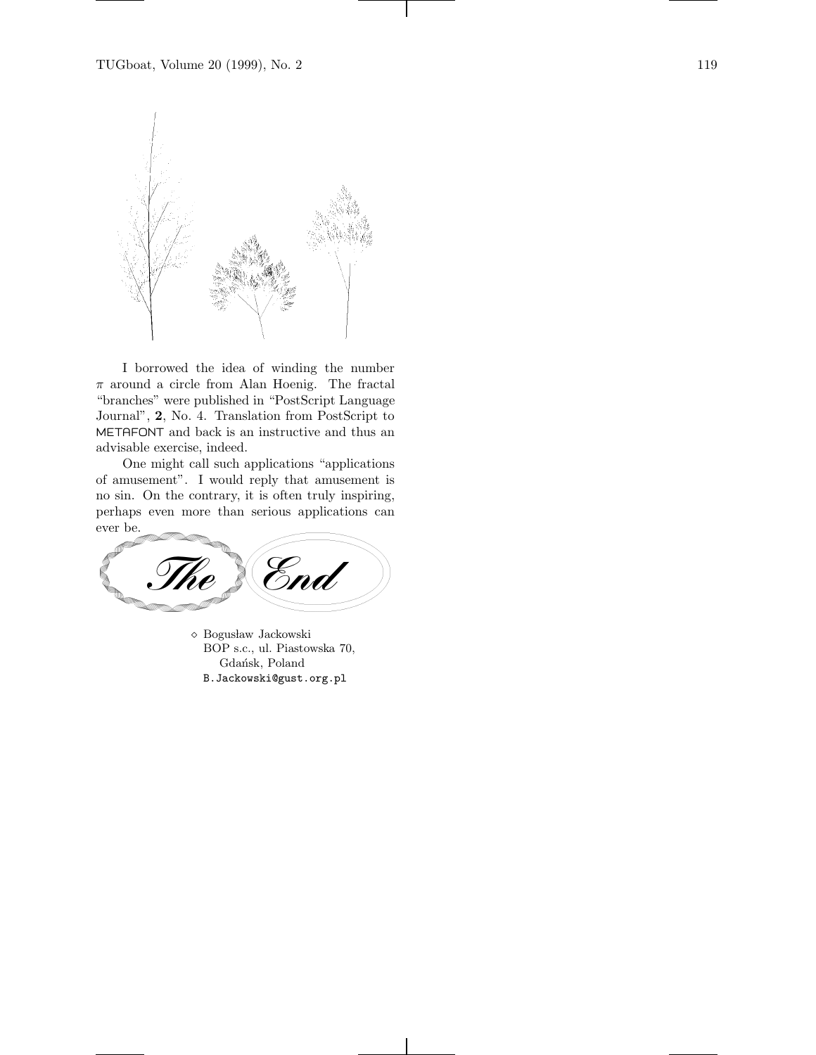I borrowed the idea of winding the number $\pi$ around a circle from Alan Hoenig. The fractal "branches" were published in "PostScript Language Journal", **2**, No. 4. Translation from PostScript to METAFONT and back is an instructive and thus an advisable exercise, indeed.

One might call such applications "applications of amusement". I would reply that amusement is no sin. On the contrary, it is often truly inspiring, perhaps even more than serious applications can ever be.

*The End*

◇ Bogusław Jackowski
BOP s.c., ul. Piastowska 70,
Gdańsk, Poland
B.Jackowski@gust.org.pl